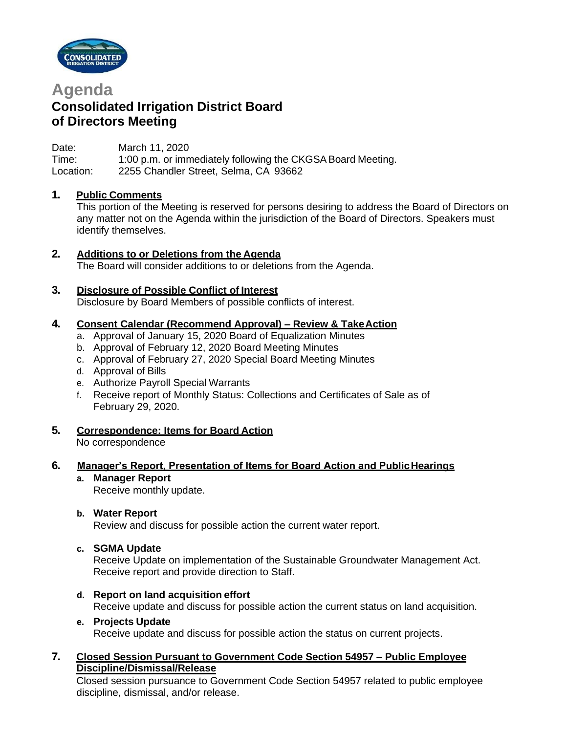# Agenda

## Consolidated Irrigation District Board of Directors Meeting

Date: March 11, 2020
Time: 1:00 p.m. or immediately following the CKGSA Board Meeting.
Location: 2255 Chandler Street, Selma, CA 93662

**1. Public Comments**

This portion of the Meeting is reserved for persons desiring to address the Board of Directors on any matter not on the Agenda within the jurisdiction of the Board of Directors. Speakers must identify themselves.

**2. Additions to or Deletions from the Agenda**

The Board will consider additions to or deletions from the Agenda.

**3. Disclosure of Possible Conflict of Interest**

Disclosure by Board Members of possible conflicts of interest.

**4. Consent Calendar (Recommend Approval) – Review & Take Action**

a. Approval of January 15, 2020 Board of Equalization Minutes
b. Approval of February 12, 2020 Board Meeting Minutes
c. Approval of February 27, 2020 Special Board Meeting Minutes
d. Approval of Bills
e. Authorize Payroll Special Warrants
f. Receive report of Monthly Status: Collections and Certificates of Sale as of February 29, 2020.

**5. Correspondence: Items for Board Action**

No correspondence

**6. Manager's Report, Presentation of Items for Board Action and Public Hearings**

**a. Manager Report**
Receive monthly update.

**b. Water Report**
Review and discuss for possible action the current water report.

**c. SGMA Update**
Receive Update on implementation of the Sustainable Groundwater Management Act. Receive report and provide direction to Staff.

**d. Report on land acquisition effort**
Receive update and discuss for possible action the current status on land acquisition.

**e. Projects Update**
Receive update and discuss for possible action the status on current projects.

**7. Closed Session Pursuant to Government Code Section 54957 – Public Employee Discipline/Dismissal/Release**

Closed session pursuance to Government Code Section 54957 related to public employee discipline, dismissal, and/or release.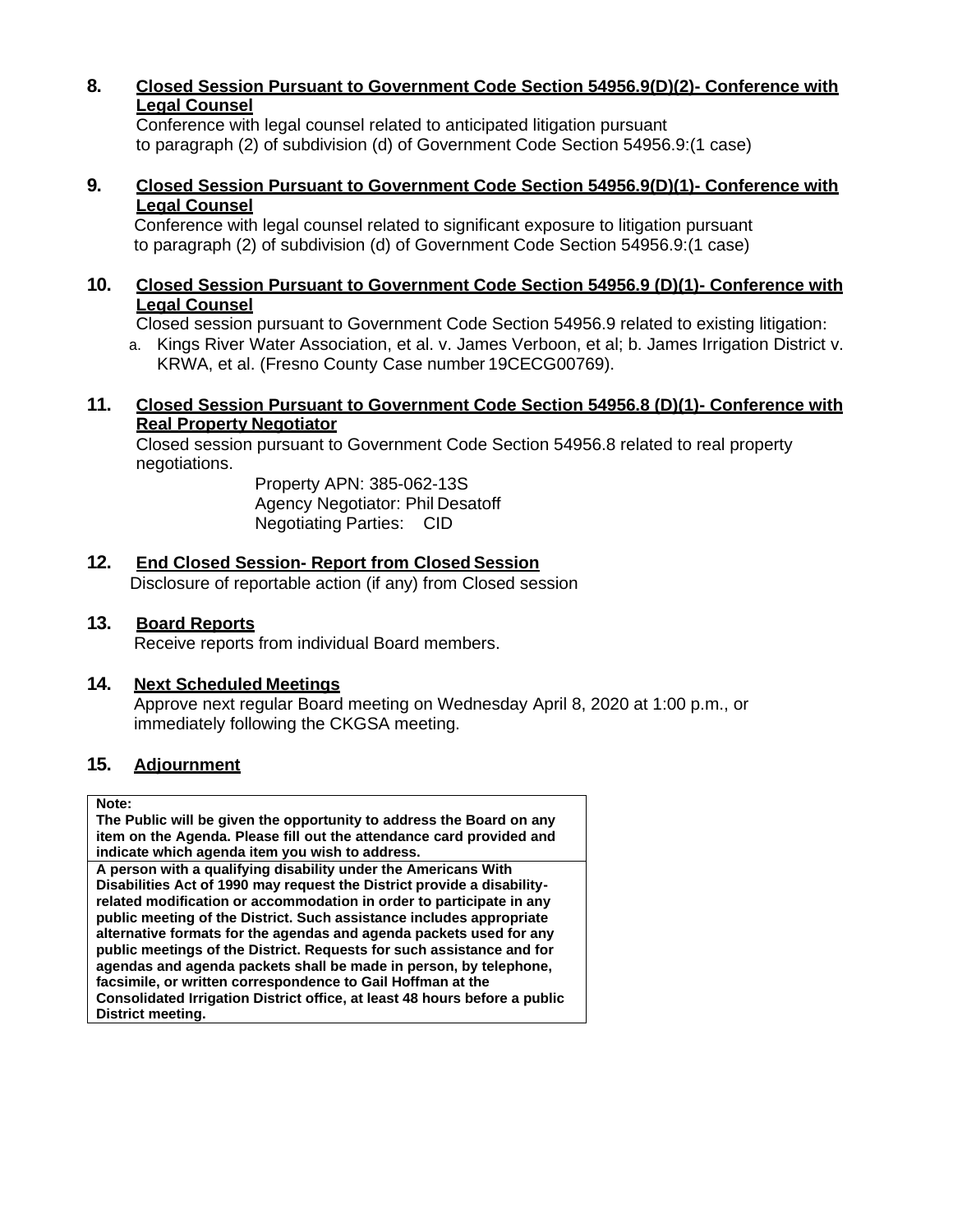**8. Closed Session Pursuant to Government Code Section 54956.9(D)(2)- Conference with Legal Counsel**

Conference with legal counsel related to anticipated litigation pursuant to paragraph (2) of subdivision (d) of Government Code Section 54956.9:(1 case)

**9. Closed Session Pursuant to Government Code Section 54956.9(D)(1)- Conference with Legal Counsel**

Conference with legal counsel related to significant exposure to litigation pursuant to paragraph (2) of subdivision (d) of Government Code Section 54956.9:(1 case)

**10. Closed Session Pursuant to Government Code Section 54956.9 (D)(1)- Conference with Legal Counsel**

Closed session pursuant to Government Code Section 54956.9 related to existing litigation:

a. Kings River Water Association, et al. v. James Verboon, et al; b. James Irrigation District v. KRWA, et al. (Fresno County Case number 19CECG00769).

**11. Closed Session Pursuant to Government Code Section 54956.8 (D)(1)- Conference with Real Property Negotiator**

Closed session pursuant to Government Code Section 54956.8 related to real property negotiations.

Property APN: 385-062-13S
Agency Negotiator: Phil Desatoff
Negotiating Parties: CID

**12. End Closed Session- Report from Closed Session**

Disclosure of reportable action (if any) from Closed session

**13. Board Reports**

Receive reports from individual Board members.

**14. Next Scheduled Meetings**

Approve next regular Board meeting on Wednesday April 8, 2020 at 1:00 p.m., or immediately following the CKGSA meeting.

**15. Adjournment**

**Note:**
**The Public will be given the opportunity to address the Board on any item on the Agenda. Please fill out the attendance card provided and indicate which agenda item you wish to address.**

**A person with a qualifying disability under the Americans With Disabilities Act of 1990 may request the District provide a disability-related modification or accommodation in order to participate in any public meeting of the District. Such assistance includes appropriate alternative formats for the agendas and agenda packets used for any public meetings of the District. Requests for such assistance and for agendas and agenda packets shall be made in person, by telephone, facsimile, or written correspondence to Gail Hoffman at the Consolidated Irrigation District office, at least 48 hours before a public District meeting.**